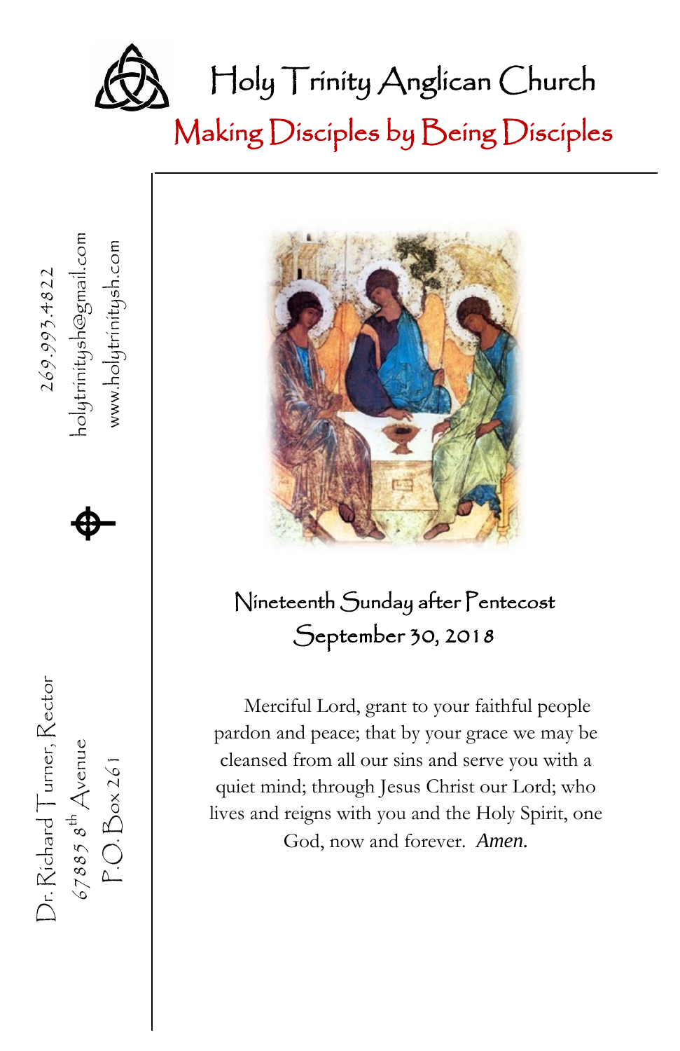# Holy Trinity Anglican Church

## Making Disciples by Being Disciples

269.993.4822
holytrinitysh@gmail.com
www.holytrinitysh.com

Dr. Richard Turner, Rector
67885 8th Avenue
P.O. Box 261

### Nineteenth Sunday after Pentecost
### September 30, 2018

Merciful Lord, grant to your faithful people pardon and peace; that by your grace we may be cleansed from all our sins and serve you with a quiet mind; through Jesus Christ our Lord; who lives and reigns with you and the Holy Spirit, one God, now and forever. *Amen.*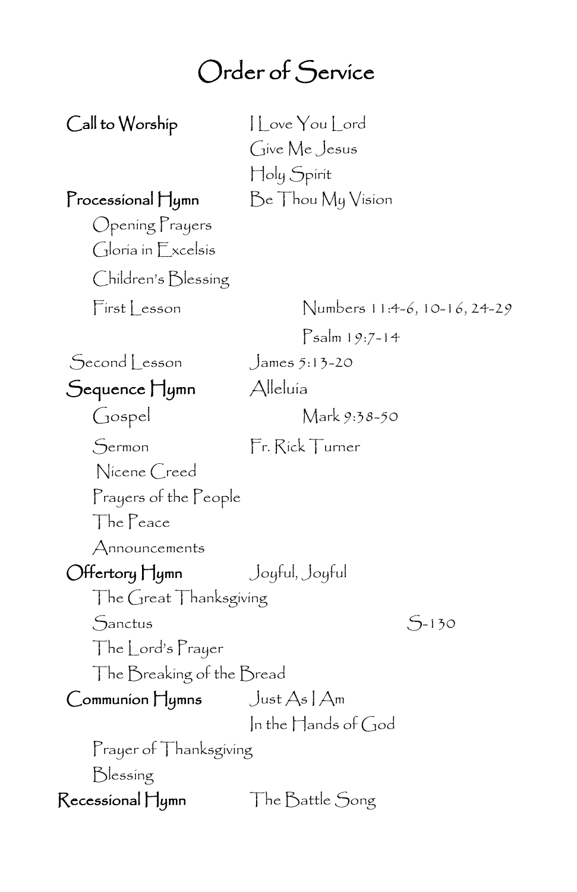# Order of Service

**Call to Worship** I Love You Lord
Give Me Jesus
Holy Spirit

**Processional Hymn** Be Thou My Vision

Opening Prayers

Gloria in Excelsis

Children's Blessing

First Lesson Numbers 11:4-6, 10-16, 24-29

Psalm 19:7-14

Second Lesson James 5:13-20

**Sequence Hymn** Alleluia

Gospel Mark 9:38-50

Sermon Fr. Rick Turner

Nicene Creed

Prayers of the People

The Peace

Announcements

**Offertory Hymn** Joyful, Joyful

The Great Thanksgiving

Sanctus S-130

The Lord's Prayer

The Breaking of the Bread

**Communion Hymns** Just As I Am
In the Hands of God

Prayer of Thanksgiving

Blessing

**Recessional Hymn** The Battle Song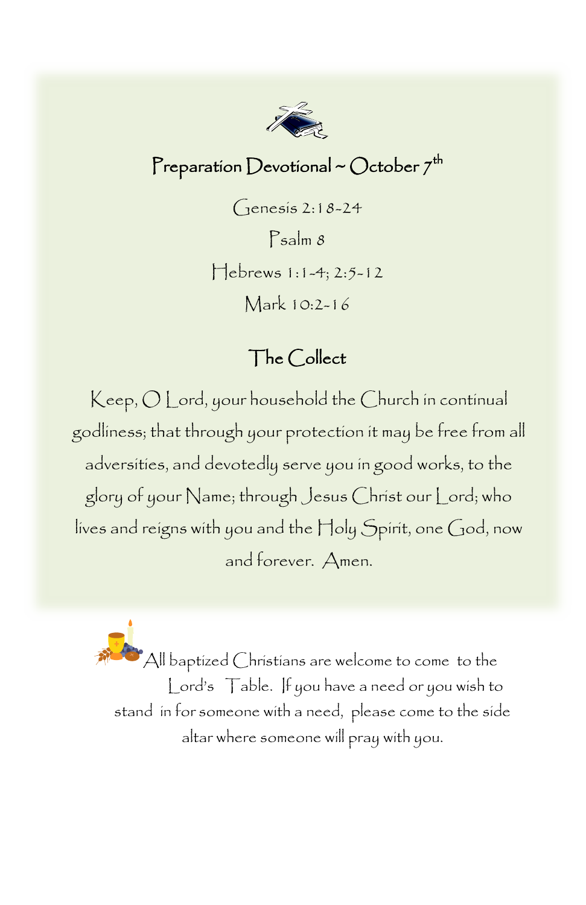## Preparation Devotional ~ October 7th

Genesis 2:18-24

Psalm 8

Hebrews 1:1-4; 2:5-12

Mark 10:2-16

### The Collect

Keep, O Lord, your household the Church in continual godliness; that through your protection it may be free from all adversities, and devotedly serve you in good works, to the glory of your Name; through Jesus Christ our Lord; who lives and reigns with you and the Holy Spirit, one God, now and forever. Amen.

All baptized Christians are welcome to come to the Lord's Table. If you have a need or you wish to stand in for someone with a need, please come to the side altar where someone will pray with you.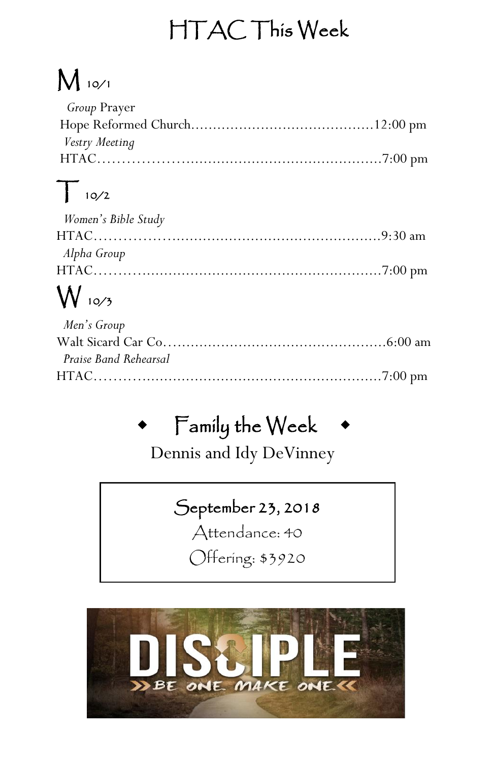# HTAC This Week

## M 10/1

*Group* Prayer
Hope Reformed Church……………………………………12:00 pm

*Vestry Meeting*
HTAC……………………………………………………………7:00 pm

## T 10/2

*Women's Bible Study*
HTAC……………………………………………………………9:30 am

*Alpha Group*
HTAC……………………………………………………………7:00 pm

## W 10/3

*Men's Group*
Walt Sicard Car Co………………………………………………6:00 am

*Praise Band Rehearsal*
HTAC……………………………………………………………7:00 pm

## ◆ Family the Week ◆

Dennis and Idy DeVinney

**September 23, 2018**

Attendance: 40

Offering: $3920

DISCIPLE

BE ONE. MAKE ONE.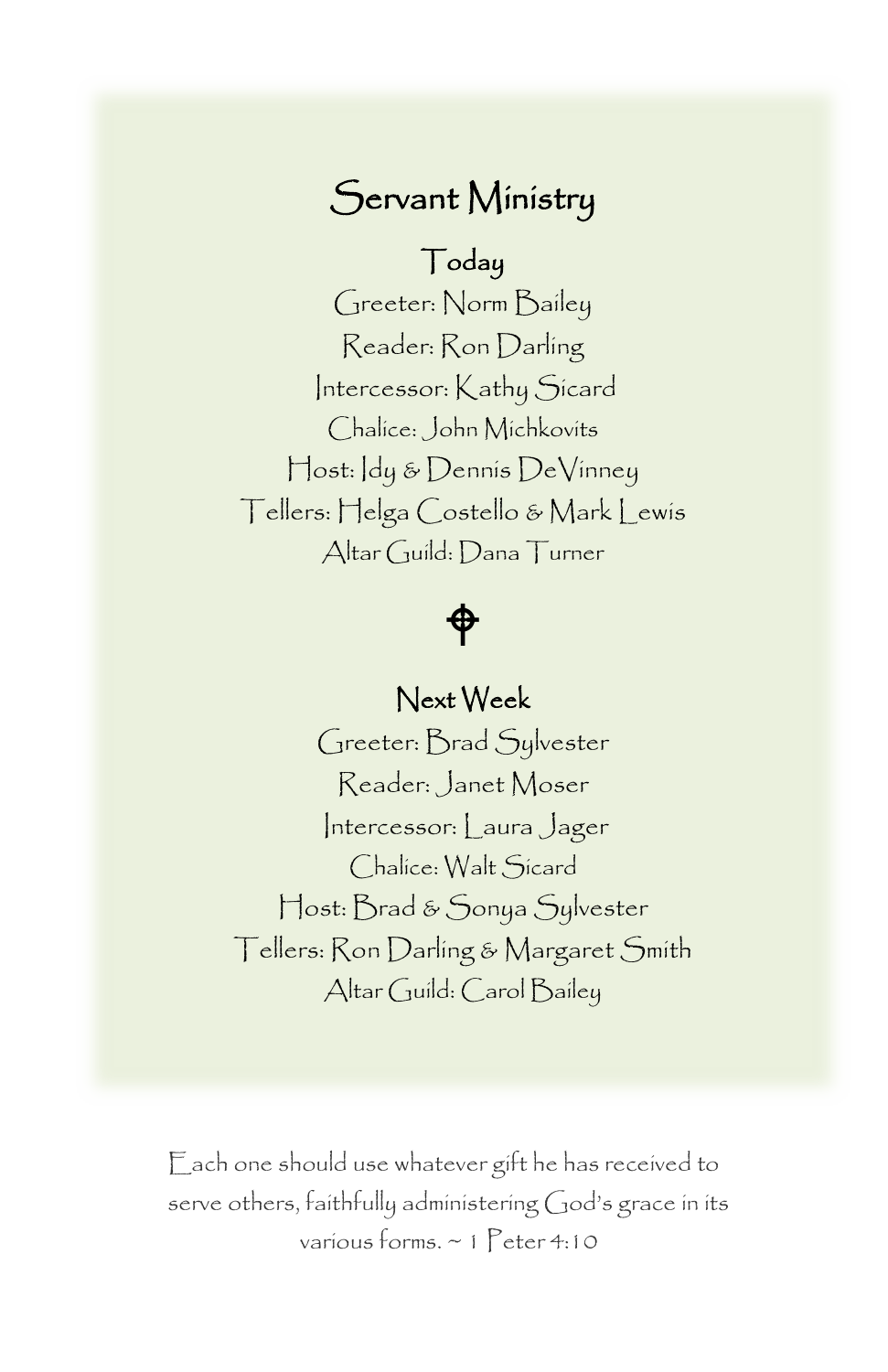# Servant Ministry

## Today

Greeter: Norm Bailey

Reader: Ron Darling

Intercessor: Kathy Sicard

Chalice: John Michkovits

Host: Idy & Dennis DeVinney

Tellers: Helga Costello & Mark Lewis

Altar Guild: Dana Turner

## Next Week

Greeter: Brad Sylvester

Reader: Janet Moser

Intercessor: Laura Jager

Chalice: Walt Sicard

Host: Brad & Sonya Sylvester

Tellers: Ron Darling & Margaret Smith

Altar Guild: Carol Bailey

Each one should use whatever gift he has received to serve others, faithfully administering God's grace in its various forms. ~ 1 Peter 4:10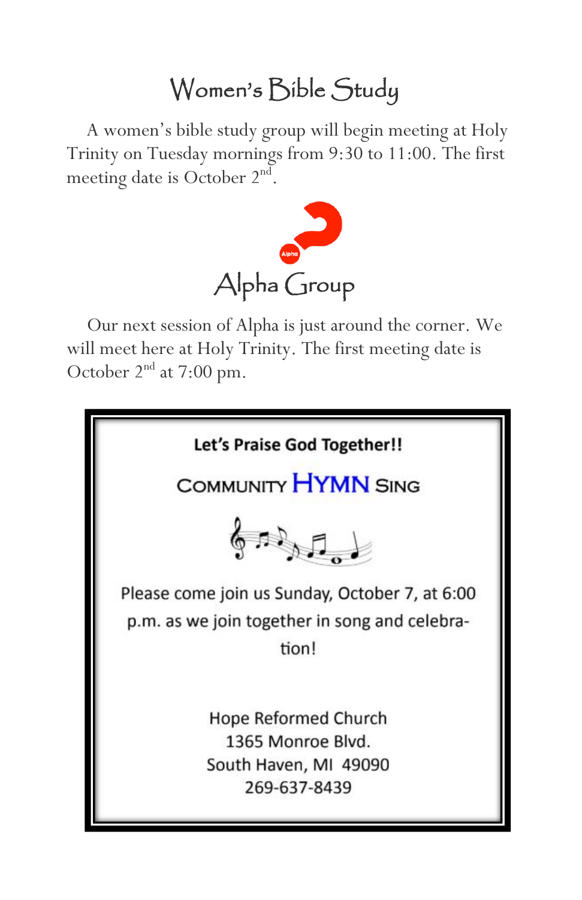# Women's Bible Study

A women's bible study group will begin meeting at Holy Trinity on Tuesday mornings from 9:30 to 11:00. The first meeting date is October 2nd.

# Alpha Group

Our next session of Alpha is just around the corner. We will meet here at Holy Trinity. The first meeting date is October 2nd at 7:00 pm.

**Let's Praise God Together!!**

## COMMUNITY HYMN SING

Please come join us Sunday, October 7, at 6:00 p.m. as we join together in song and celebration!

Hope Reformed Church
1365 Monroe Blvd.
South Haven, MI 49090
269-637-8439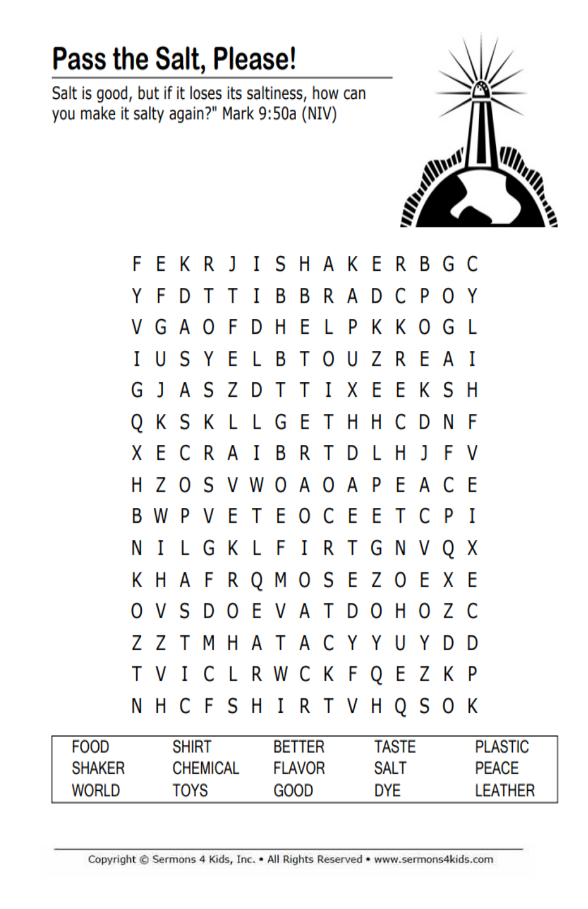# Pass the Salt, Please!

Salt is good, but if it loses its saltiness, how can you make it salty again?" Mark 9:50a (NIV)

```
F E K R J I S H A K E R B G C
Y F D T T I B B R A D C P O Y
V G A O F D H E L P K K O G L
I U S Y E L B T O U Z R E A I
G J A S Z D T T I X E E K S H
Q K S K L L G E T H H C D N F
X E C R A I B R T D L H J F V
H Z O S V W O A O A P E A C E
B W P V E T E O C E E T C P I
N I L G K L F I R T G N V Q X
K H A F R Q M O S E Z O E X E
O V S D O E V A T D O H O Z C
Z Z T M H A T A C Y Y U Y D D
T V I C L R W C K F Q E Z K P
N H C F S H I R T V H Q S O K
```

| | | | | |
|---|---|---|---|---|
| FOOD | SHIRT | BETTER | TASTE | PLASTIC |
| SHAKER | CHEMICAL | FLAVOR | SALT | PEACE |
| WORLD | TOYS | GOOD | DYE | LEATHER |

Copyright © Sermons 4 Kids, Inc. • All Rights Reserved • www.sermons4kids.com